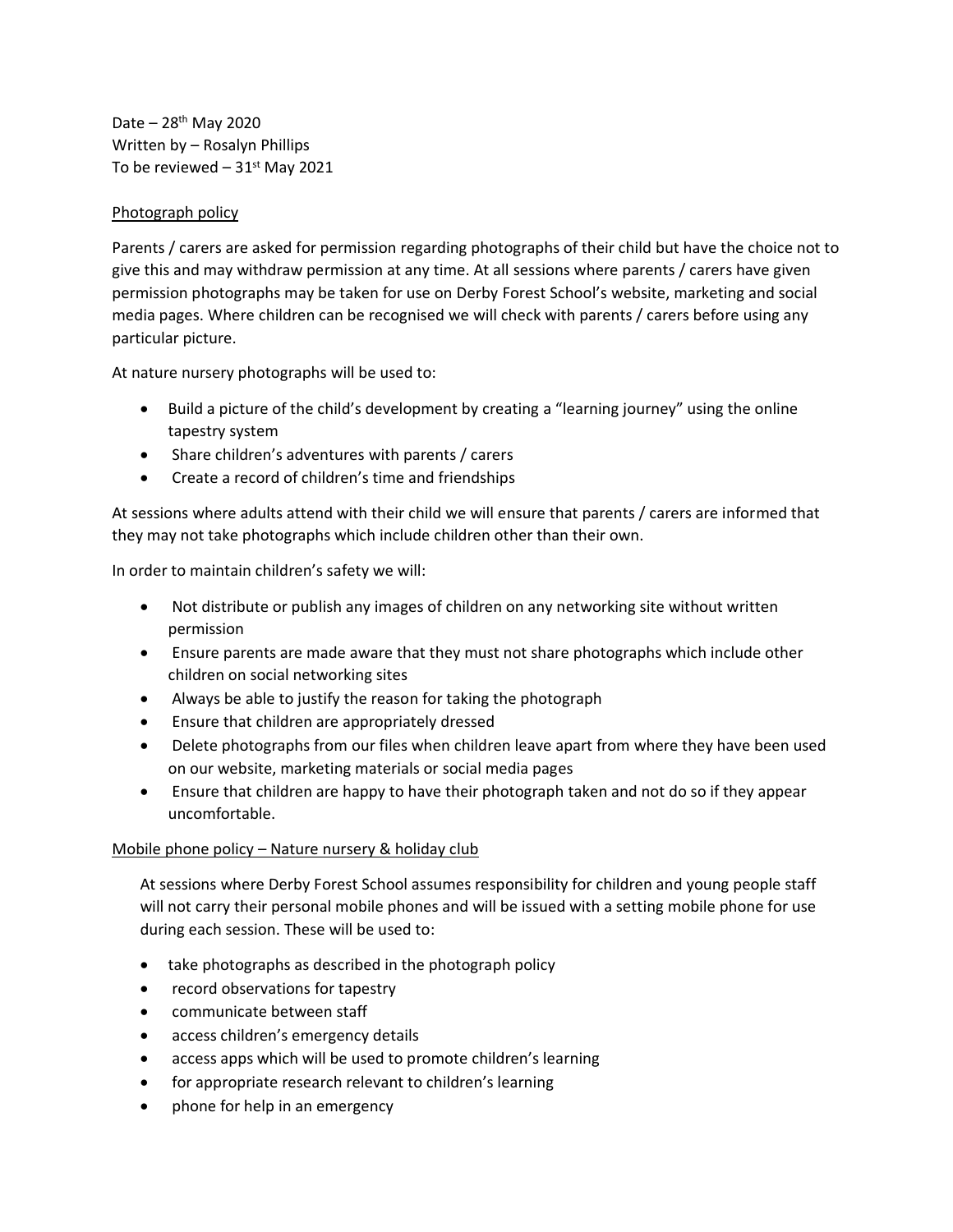Date – 28th May 2020
Written by – Rosalyn Phillips
To be reviewed – 31st May 2021

<u>Photograph policy</u>

Parents / carers are asked for permission regarding photographs of their child but have the choice not to give this and may withdraw permission at any time. At all sessions where parents / carers have given permission photographs may be taken for use on Derby Forest School's website, marketing and social media pages. Where children can be recognised we will check with parents / carers before using any particular picture.

At nature nursery photographs will be used to:

- Build a picture of the child's development by creating a "learning journey" using the online tapestry system
- Share children's adventures with parents / carers
- Create a record of children's time and friendships

At sessions where adults attend with their child we will ensure that parents / carers are informed that they may not take photographs which include children other than their own.

In order to maintain children's safety we will:

- Not distribute or publish any images of children on any networking site without written permission
- Ensure parents are made aware that they must not share photographs which include other children on social networking sites
- Always be able to justify the reason for taking the photograph
- Ensure that children are appropriately dressed
- Delete photographs from our files when children leave apart from where they have been used on our website, marketing materials or social media pages
- Ensure that children are happy to have their photograph taken and not do so if they appear uncomfortable.

<u>Mobile phone policy – Nature nursery & holiday club</u>

At sessions where Derby Forest School assumes responsibility for children and young people staff will not carry their personal mobile phones and will be issued with a setting mobile phone for use during each session. These will be used to:

- take photographs as described in the photograph policy
- record observations for tapestry
- communicate between staff
- access children's emergency details
- access apps which will be used to promote children's learning
- for appropriate research relevant to children's learning
- phone for help in an emergency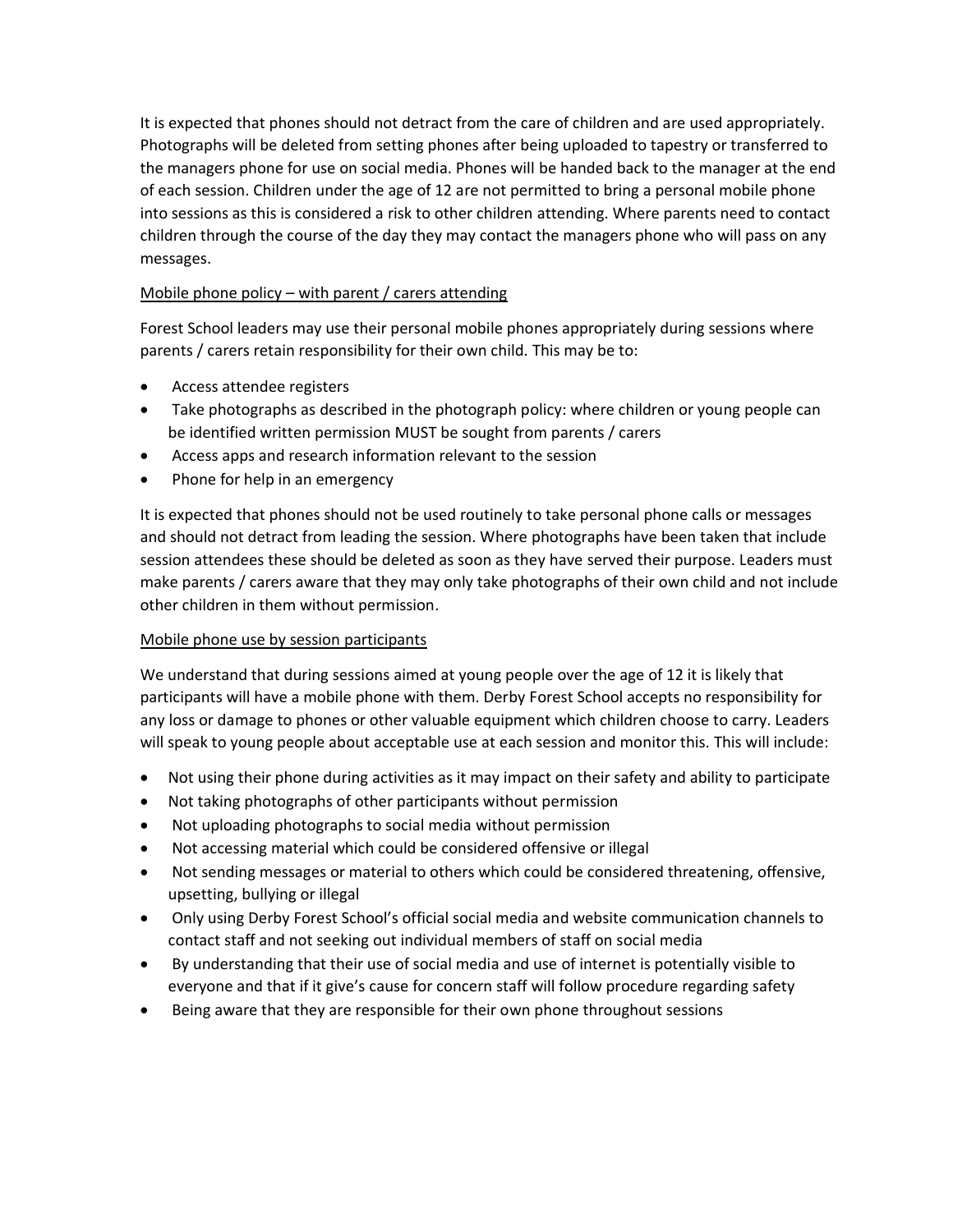It is expected that phones should not detract from the care of children and are used appropriately. Photographs will be deleted from setting phones after being uploaded to tapestry or transferred to the managers phone for use on social media. Phones will be handed back to the manager at the end of each session. Children under the age of 12 are not permitted to bring a personal mobile phone into sessions as this is considered a risk to other children attending. Where parents need to contact children through the course of the day they may contact the managers phone who will pass on any messages.

<u>Mobile phone policy – with parent / carers attending</u>

Forest School leaders may use their personal mobile phones appropriately during sessions where parents / carers retain responsibility for their own child. This may be to:

- Access attendee registers
- Take photographs as described in the photograph policy: where children or young people can be identified written permission MUST be sought from parents / carers
- Access apps and research information relevant to the session
- Phone for help in an emergency

It is expected that phones should not be used routinely to take personal phone calls or messages and should not detract from leading the session. Where photographs have been taken that include session attendees these should be deleted as soon as they have served their purpose. Leaders must make parents / carers aware that they may only take photographs of their own child and not include other children in them without permission.

<u>Mobile phone use by session participants</u>

We understand that during sessions aimed at young people over the age of 12 it is likely that participants will have a mobile phone with them. Derby Forest School accepts no responsibility for any loss or damage to phones or other valuable equipment which children choose to carry. Leaders will speak to young people about acceptable use at each session and monitor this. This will include:

- Not using their phone during activities as it may impact on their safety and ability to participate
- Not taking photographs of other participants without permission
- Not uploading photographs to social media without permission
- Not accessing material which could be considered offensive or illegal
- Not sending messages or material to others which could be considered threatening, offensive, upsetting, bullying or illegal
- Only using Derby Forest School's official social media and website communication channels to contact staff and not seeking out individual members of staff on social media
- By understanding that their use of social media and use of internet is potentially visible to everyone and that if it give's cause for concern staff will follow procedure regarding safety
- Being aware that they are responsible for their own phone throughout sessions